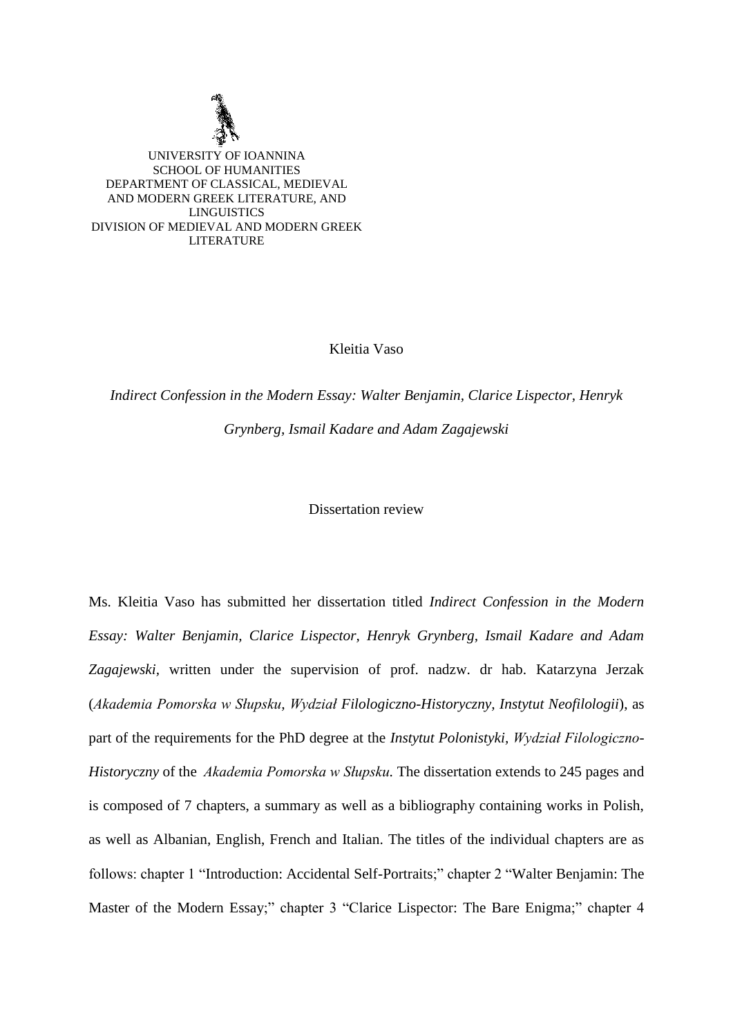UNIVERSITY OF IOANNINA
SCHOOL OF HUMANITIES
DEPARTMENT OF CLASSICAL, MEDIEVAL AND MODERN GREEK LITERATURE, AND LINGUISTICS
DIVISION OF MEDIEVAL AND MODERN GREEK LITERATURE

Kleitia Vaso

*Indirect Confession in the Modern Essay: Walter Benjamin, Clarice Lispector, Henryk Grynberg, Ismail Kadare and Adam Zagajewski*

Dissertation review

Ms. Kleitia Vaso has submitted her dissertation titled *Indirect Confession in the Modern Essay: Walter Benjamin, Clarice Lispector, Henryk Grynberg, Ismail Kadare and Adam Zagajewski*, written under the supervision of prof. nadzw. dr hab. Katarzyna Jerzak (*Akademia Pomorska w Słupsku, Wydział Filologiczno-Historyczny, Instytut Neofilologii*), as part of the requirements for the PhD degree at the *Instytut Polonistyki, Wydział Filologiczno-Historyczny* of the *Akademia Pomorska w Słupsku.* The dissertation extends to 245 pages and is composed of 7 chapters, a summary as well as a bibliography containing works in Polish, as well as Albanian, English, French and Italian. The titles of the individual chapters are as follows: chapter 1 "Introduction: Accidental Self-Portraits;" chapter 2 "Walter Benjamin: The Master of the Modern Essay;" chapter 3 "Clarice Lispector: The Bare Enigma;" chapter 4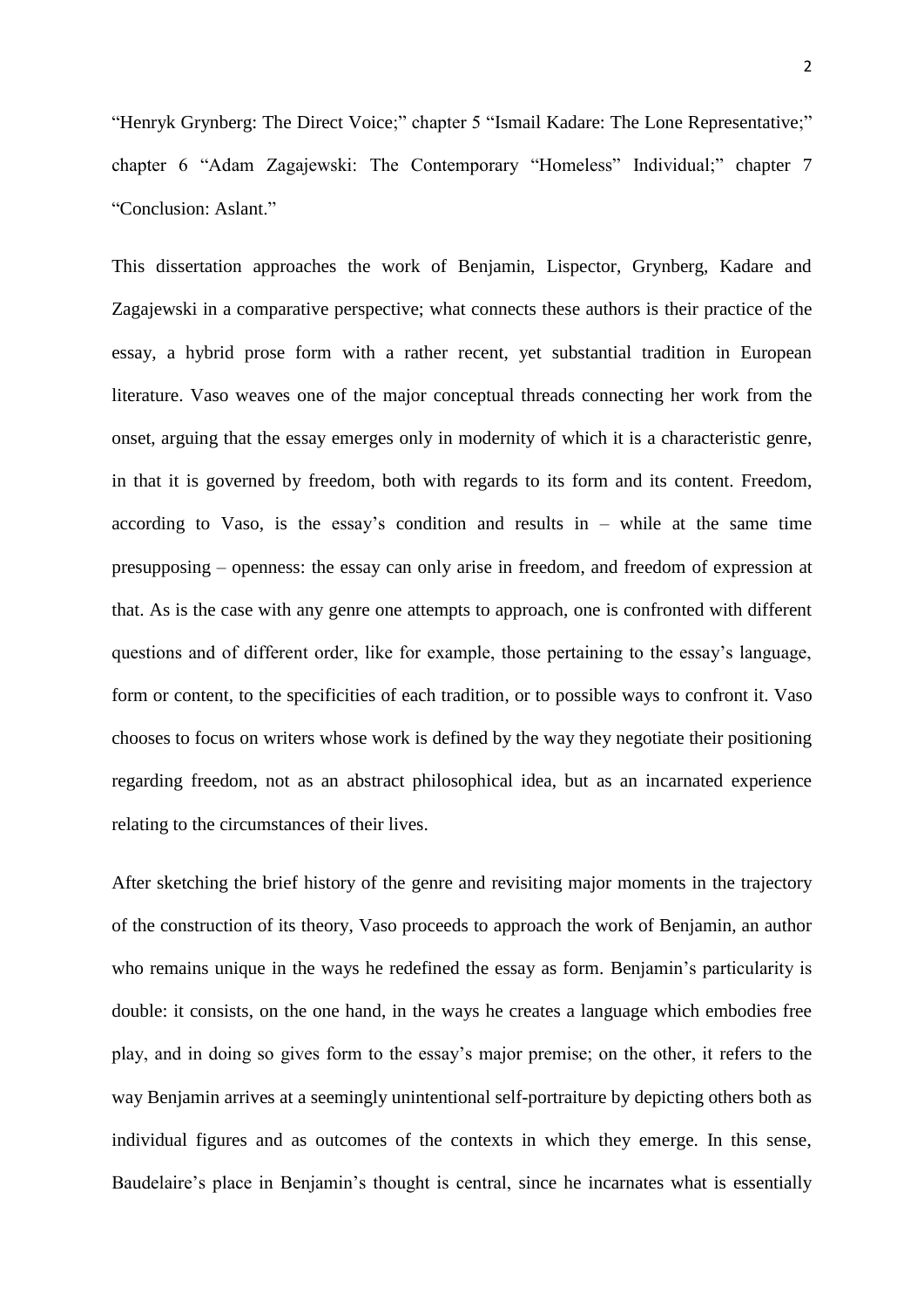"Henryk Grynberg: The Direct Voice;" chapter 5 "Ismail Kadare: The Lone Representative;" chapter 6 "Adam Zagajewski: The Contemporary "Homeless" Individual;" chapter 7 "Conclusion: Aslant."

This dissertation approaches the work of Benjamin, Lispector, Grynberg, Kadare and Zagajewski in a comparative perspective; what connects these authors is their practice of the essay, a hybrid prose form with a rather recent, yet substantial tradition in European literature. Vaso weaves one of the major conceptual threads connecting her work from the onset, arguing that the essay emerges only in modernity of which it is a characteristic genre, in that it is governed by freedom, both with regards to its form and its content. Freedom, according to Vaso, is the essay's condition and results in – while at the same time presupposing – openness: the essay can only arise in freedom, and freedom of expression at that. As is the case with any genre one attempts to approach, one is confronted with different questions and of different order, like for example, those pertaining to the essay's language, form or content, to the specificities of each tradition, or to possible ways to confront it. Vaso chooses to focus on writers whose work is defined by the way they negotiate their positioning regarding freedom, not as an abstract philosophical idea, but as an incarnated experience relating to the circumstances of their lives.

After sketching the brief history of the genre and revisiting major moments in the trajectory of the construction of its theory, Vaso proceeds to approach the work of Benjamin, an author who remains unique in the ways he redefined the essay as form. Benjamin's particularity is double: it consists, on the one hand, in the ways he creates a language which embodies free play, and in doing so gives form to the essay's major premise; on the other, it refers to the way Benjamin arrives at a seemingly unintentional self-portraiture by depicting others both as individual figures and as outcomes of the contexts in which they emerge. In this sense, Baudelaire's place in Benjamin's thought is central, since he incarnates what is essentially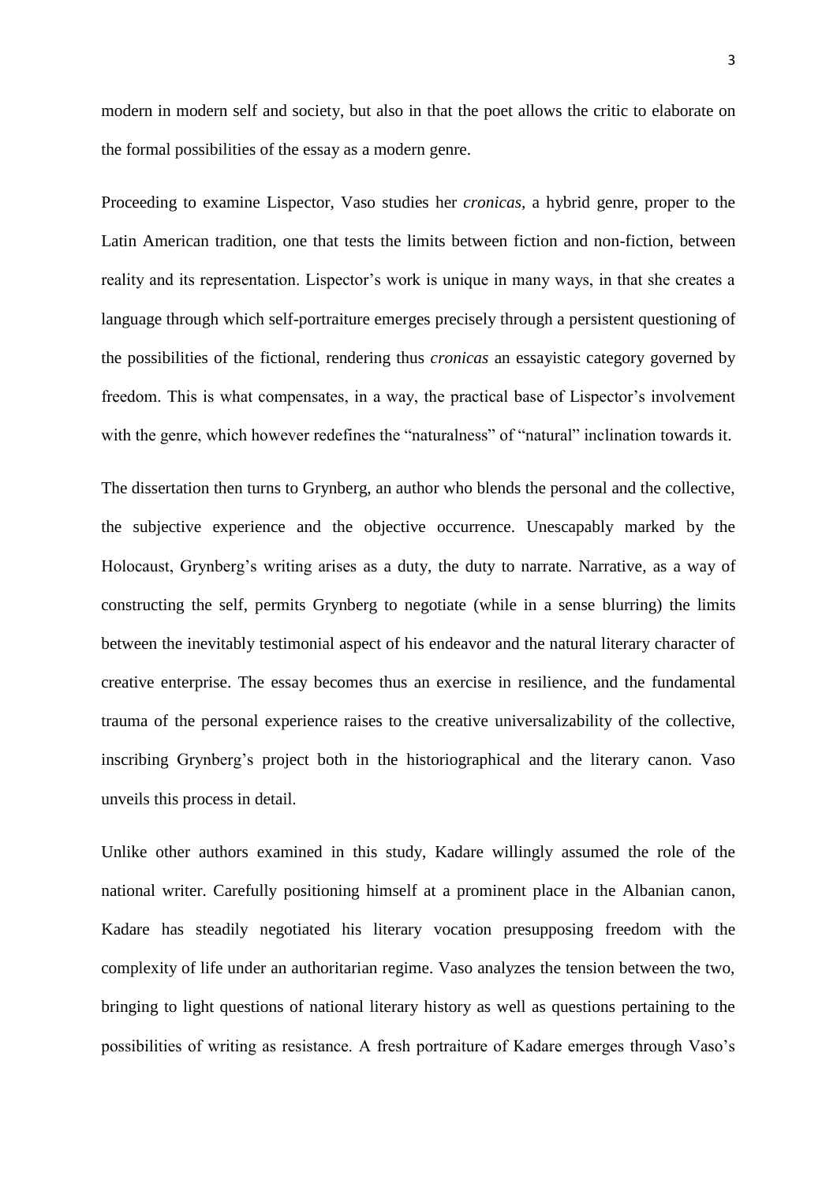modern in modern self and society, but also in that the poet allows the critic to elaborate on the formal possibilities of the essay as a modern genre.

Proceeding to examine Lispector, Vaso studies her *cronicas*, a hybrid genre, proper to the Latin American tradition, one that tests the limits between fiction and non-fiction, between reality and its representation. Lispector's work is unique in many ways, in that she creates a language through which self-portraiture emerges precisely through a persistent questioning of the possibilities of the fictional, rendering thus *cronicas* an essayistic category governed by freedom. This is what compensates, in a way, the practical base of Lispector's involvement with the genre, which however redefines the "naturalness" of "natural" inclination towards it.

The dissertation then turns to Grynberg, an author who blends the personal and the collective, the subjective experience and the objective occurrence. Unescapably marked by the Holocaust, Grynberg's writing arises as a duty, the duty to narrate. Narrative, as a way of constructing the self, permits Grynberg to negotiate (while in a sense blurring) the limits between the inevitably testimonial aspect of his endeavor and the natural literary character of creative enterprise. The essay becomes thus an exercise in resilience, and the fundamental trauma of the personal experience raises to the creative universalizability of the collective, inscribing Grynberg's project both in the historiographical and the literary canon. Vaso unveils this process in detail.

Unlike other authors examined in this study, Kadare willingly assumed the role of the national writer. Carefully positioning himself at a prominent place in the Albanian canon, Kadare has steadily negotiated his literary vocation presupposing freedom with the complexity of life under an authoritarian regime. Vaso analyzes the tension between the two, bringing to light questions of national literary history as well as questions pertaining to the possibilities of writing as resistance. A fresh portraiture of Kadare emerges through Vaso's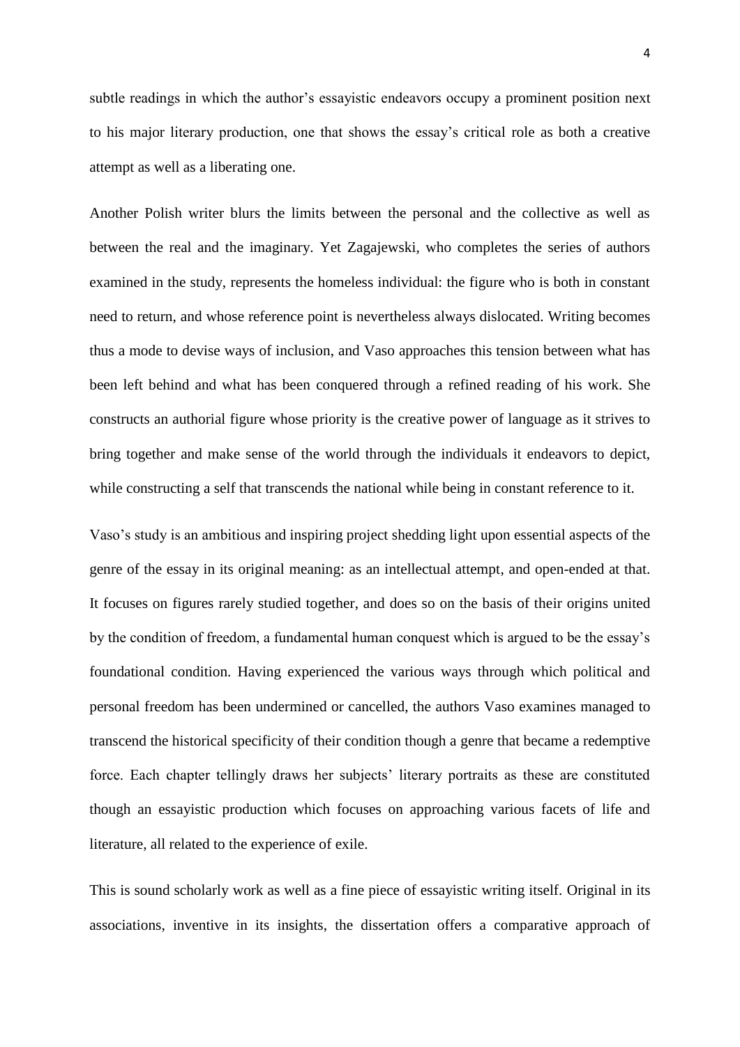subtle readings in which the author's essayistic endeavors occupy a prominent position next to his major literary production, one that shows the essay's critical role as both a creative attempt as well as a liberating one.

Another Polish writer blurs the limits between the personal and the collective as well as between the real and the imaginary. Yet Zagajewski, who completes the series of authors examined in the study, represents the homeless individual: the figure who is both in constant need to return, and whose reference point is nevertheless always dislocated. Writing becomes thus a mode to devise ways of inclusion, and Vaso approaches this tension between what has been left behind and what has been conquered through a refined reading of his work. She constructs an authorial figure whose priority is the creative power of language as it strives to bring together and make sense of the world through the individuals it endeavors to depict, while constructing a self that transcends the national while being in constant reference to it.

Vaso's study is an ambitious and inspiring project shedding light upon essential aspects of the genre of the essay in its original meaning: as an intellectual attempt, and open-ended at that. It focuses on figures rarely studied together, and does so on the basis of their origins united by the condition of freedom, a fundamental human conquest which is argued to be the essay's foundational condition. Having experienced the various ways through which political and personal freedom has been undermined or cancelled, the authors Vaso examines managed to transcend the historical specificity of their condition though a genre that became a redemptive force. Each chapter tellingly draws her subjects' literary portraits as these are constituted though an essayistic production which focuses on approaching various facets of life and literature, all related to the experience of exile.

This is sound scholarly work as well as a fine piece of essayistic writing itself. Original in its associations, inventive in its insights, the dissertation offers a comparative approach of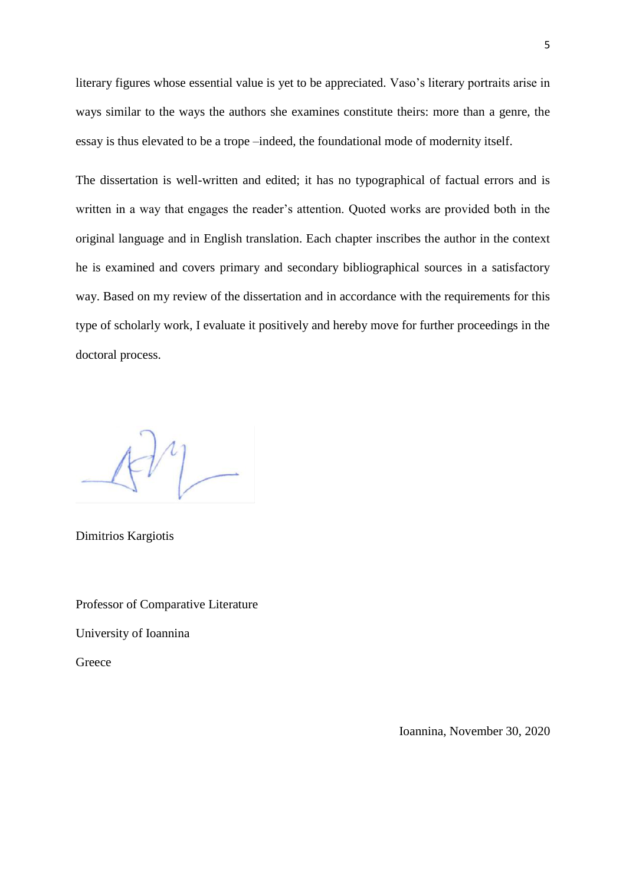literary figures whose essential value is yet to be appreciated. Vaso's literary portraits arise in ways similar to the ways the authors she examines constitute theirs: more than a genre, the essay is thus elevated to be a trope –indeed, the foundational mode of modernity itself.

The dissertation is well-written and edited; it has no typographical of factual errors and is written in a way that engages the reader's attention. Quoted works are provided both in the original language and in English translation. Each chapter inscribes the author in the context he is examined and covers primary and secondary bibliographical sources in a satisfactory way. Based on my review of the dissertation and in accordance with the requirements for this type of scholarly work, I evaluate it positively and hereby move for further proceedings in the doctoral process.

Dimitrios Kargiotis

Professor of Comparative Literature

University of Ioannina

Greece

Ioannina, November 30, 2020